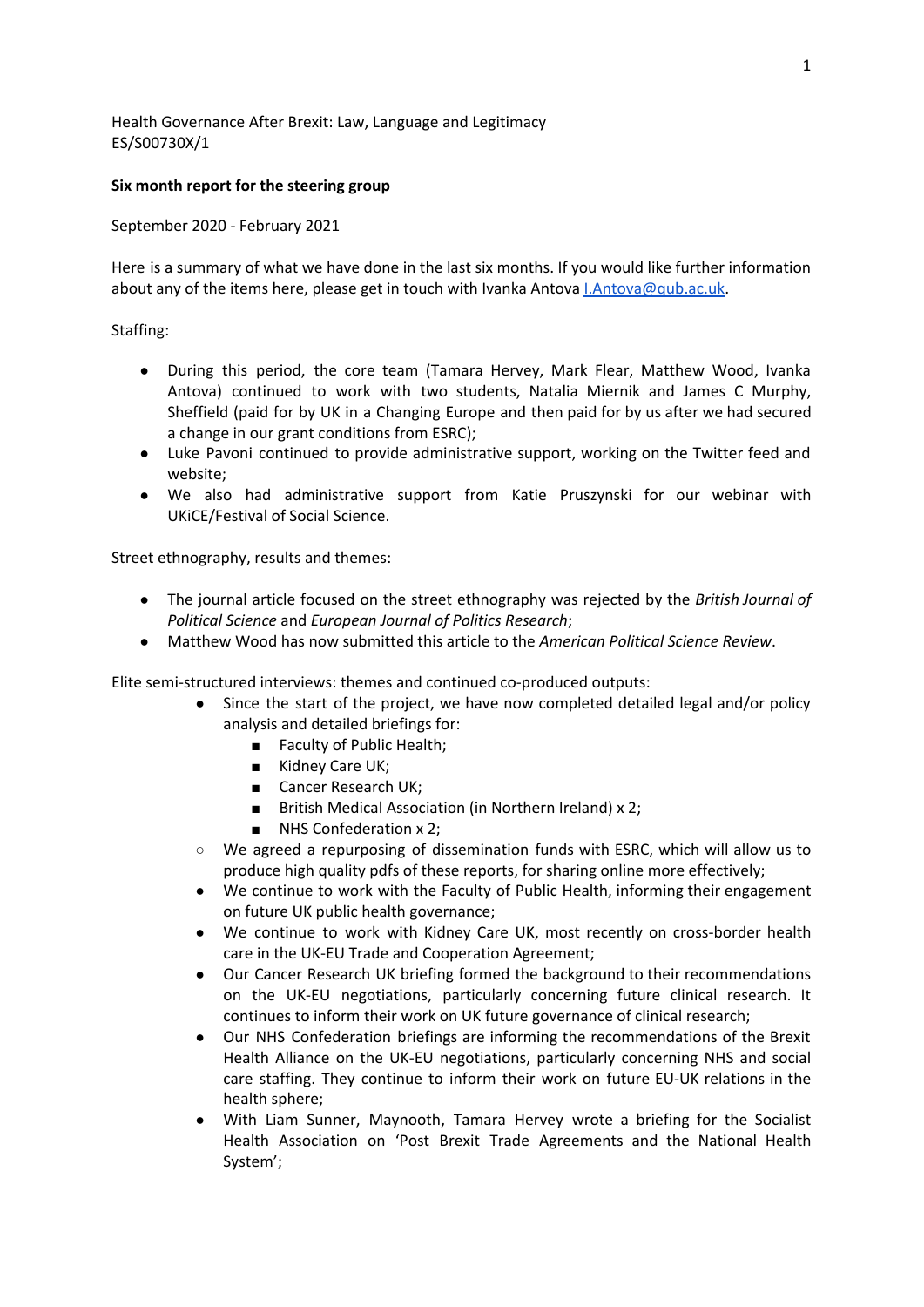Health Governance After Brexit: Law, Language and Legitimacy
ES/S00730X/1

**Six month report for the steering group**

September 2020 - February 2021

Here is a summary of what we have done in the last six months. If you would like further information about any of the items here, please get in touch with Ivanka Antova [I.Antova@qub.ac.uk](mailto:I.Antova@qub.ac.uk).

Staffing:

- During this period, the core team (Tamara Hervey, Mark Flear, Matthew Wood, Ivanka Antova) continued to work with two students, Natalia Miernik and James C Murphy, Sheffield (paid for by UK in a Changing Europe and then paid for by us after we had secured a change in our grant conditions from ESRC);
- Luke Pavoni continued to provide administrative support, working on the Twitter feed and website;
- We also had administrative support from Katie Pruszynski for our webinar with UKiCE/Festival of Social Science.

Street ethnography, results and themes:

- The journal article focused on the street ethnography was rejected by the *British Journal of Political Science* and *European Journal of Politics Research*;
- Matthew Wood has now submitted this article to the *American Political Science Review*.

Elite semi-structured interviews: themes and continued co-produced outputs:

- Since the start of the project, we have now completed detailed legal and/or policy analysis and detailed briefings for:
    - Faculty of Public Health;
    - Kidney Care UK;
    - Cancer Research UK;
    - British Medical Association (in Northern Ireland) x 2;
    - NHS Confederation x 2;
    - We agreed a repurposing of dissemination funds with ESRC, which will allow us to produce high quality pdfs of these reports, for sharing online more effectively;
- We continue to work with the Faculty of Public Health, informing their engagement on future UK public health governance;
- We continue to work with Kidney Care UK, most recently on cross-border health care in the UK-EU Trade and Cooperation Agreement;
- Our Cancer Research UK briefing formed the background to their recommendations on the UK-EU negotiations, particularly concerning future clinical research. It continues to inform their work on UK future governance of clinical research;
- Our NHS Confederation briefings are informing the recommendations of the Brexit Health Alliance on the UK-EU negotiations, particularly concerning NHS and social care staffing. They continue to inform their work on future EU-UK relations in the health sphere;
- With Liam Sunner, Maynooth, Tamara Hervey wrote a briefing for the Socialist Health Association on 'Post Brexit Trade Agreements and the National Health System';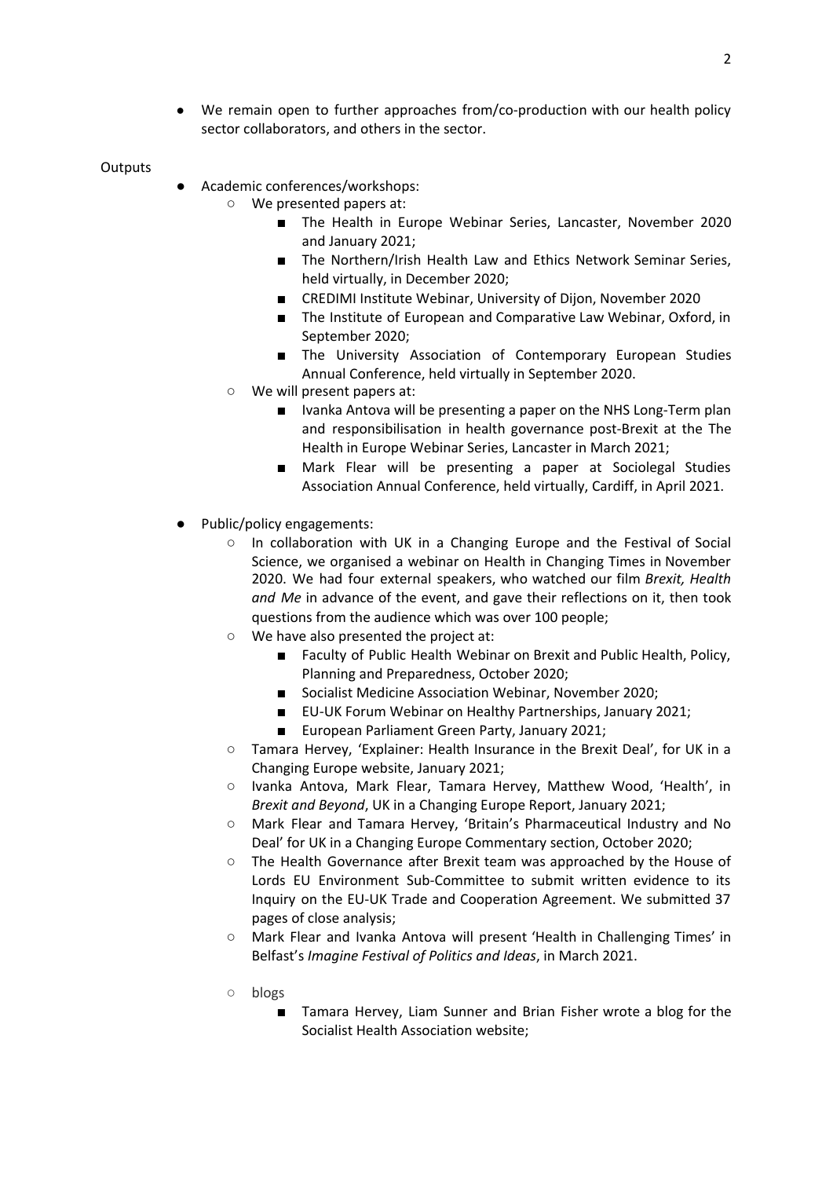- We remain open to further approaches from/co-production with our health policy sector collaborators, and others in the sector.

Outputs

- Academic conferences/workshops:
  - We presented papers at:
    - The Health in Europe Webinar Series, Lancaster, November 2020 and January 2021;
    - The Northern/Irish Health Law and Ethics Network Seminar Series, held virtually, in December 2020;
    - CREDIMI Institute Webinar, University of Dijon, November 2020
    - The Institute of European and Comparative Law Webinar, Oxford, in September 2020;
    - The University Association of Contemporary European Studies Annual Conference, held virtually in September 2020.
  - We will present papers at:
    - Ivanka Antova will be presenting a paper on the NHS Long-Term plan and responsibilisation in health governance post-Brexit at the The Health in Europe Webinar Series, Lancaster in March 2021;
    - Mark Flear will be presenting a paper at Sociolegal Studies Association Annual Conference, held virtually, Cardiff, in April 2021.

- Public/policy engagements:
  - In collaboration with UK in a Changing Europe and the Festival of Social Science, we organised a webinar on Health in Changing Times in November 2020. We had four external speakers, who watched our film *Brexit, Health and Me* in advance of the event, and gave their reflections on it, then took questions from the audience which was over 100 people;
  - We have also presented the project at:
    - Faculty of Public Health Webinar on Brexit and Public Health, Policy, Planning and Preparedness, October 2020;
    - Socialist Medicine Association Webinar, November 2020;
    - EU-UK Forum Webinar on Healthy Partnerships, January 2021;
    - European Parliament Green Party, January 2021;
  - Tamara Hervey, 'Explainer: Health Insurance in the Brexit Deal', for UK in a Changing Europe website, January 2021;
  - Ivanka Antova, Mark Flear, Tamara Hervey, Matthew Wood, 'Health', in *Brexit and Beyond*, UK in a Changing Europe Report, January 2021;
  - Mark Flear and Tamara Hervey, 'Britain's Pharmaceutical Industry and No Deal' for UK in a Changing Europe Commentary section, October 2020;
  - The Health Governance after Brexit team was approached by the House of Lords EU Environment Sub-Committee to submit written evidence to its Inquiry on the EU-UK Trade and Cooperation Agreement. We submitted 37 pages of close analysis;
  - Mark Flear and Ivanka Antova will present 'Health in Challenging Times' in Belfast's *Imagine Festival of Politics and Ideas*, in March 2021.

  - blogs
    - Tamara Hervey, Liam Sunner and Brian Fisher wrote a blog for the Socialist Health Association website;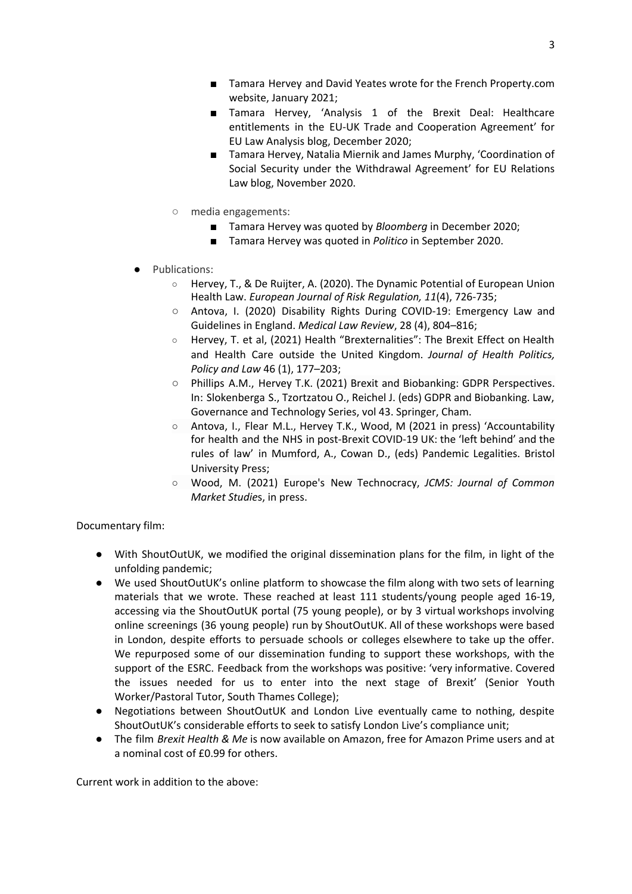- Tamara Hervey and David Yeates wrote for the French Property.com website, January 2021;
        - Tamara Hervey, 'Analysis 1 of the Brexit Deal: Healthcare entitlements in the EU-UK Trade and Cooperation Agreement' for EU Law Analysis blog, December 2020;
        - Tamara Hervey, Natalia Miernik and James Murphy, 'Coordination of Social Security under the Withdrawal Agreement' for EU Relations Law blog, November 2020.
    - media engagements:
        - Tamara Hervey was quoted by *Bloomberg* in December 2020;
        - Tamara Hervey was quoted in *Politico* in September 2020.
- Publications:
    - Hervey, T., & De Ruijter, A. (2020). The Dynamic Potential of European Union Health Law. *European Journal of Risk Regulation, 11*(4), 726-735;
    - Antova, I. (2020) Disability Rights During COVID-19: Emergency Law and Guidelines in England. *Medical Law Review*, 28 (4), 804–816;
    - Hervey, T. et al, (2021) Health "Brexternalities": The Brexit Effect on Health and Health Care outside the United Kingdom. *Journal of Health Politics, Policy and Law* 46 (1), 177–203;
    - Phillips A.M., Hervey T.K. (2021) Brexit and Biobanking: GDPR Perspectives. In: Slokenberga S., Tzortzatou O., Reichel J. (eds) GDPR and Biobanking. Law, Governance and Technology Series, vol 43. Springer, Cham.
    - Antova, I., Flear M.L., Hervey T.K., Wood, M (2021 in press) 'Accountability for health and the NHS in post-Brexit COVID-19 UK: the 'left behind' and the rules of law' in Mumford, A., Cowan D., (eds) Pandemic Legalities. Bristol University Press;
    - Wood, M. (2021) Europe's New Technocracy, *JCMS: Journal of Common Market Studies*, in press.

Documentary film:

- With ShoutOutUK, we modified the original dissemination plans for the film, in light of the unfolding pandemic;
- We used ShoutOutUK's online platform to showcase the film along with two sets of learning materials that we wrote. These reached at least 111 students/young people aged 16-19, accessing via the ShoutOutUK portal (75 young people), or by 3 virtual workshops involving online screenings (36 young people) run by ShoutOutUK. All of these workshops were based in London, despite efforts to persuade schools or colleges elsewhere to take up the offer. We repurposed some of our dissemination funding to support these workshops, with the support of the ESRC. Feedback from the workshops was positive: 'very informative. Covered the issues needed for us to enter into the next stage of Brexit' (Senior Youth Worker/Pastoral Tutor, South Thames College);
- Negotiations between ShoutOutUK and London Live eventually came to nothing, despite ShoutOutUK's considerable efforts to seek to satisfy London Live's compliance unit;
- The film *Brexit Health & Me* is now available on Amazon, free for Amazon Prime users and at a nominal cost of £0.99 for others.

Current work in addition to the above: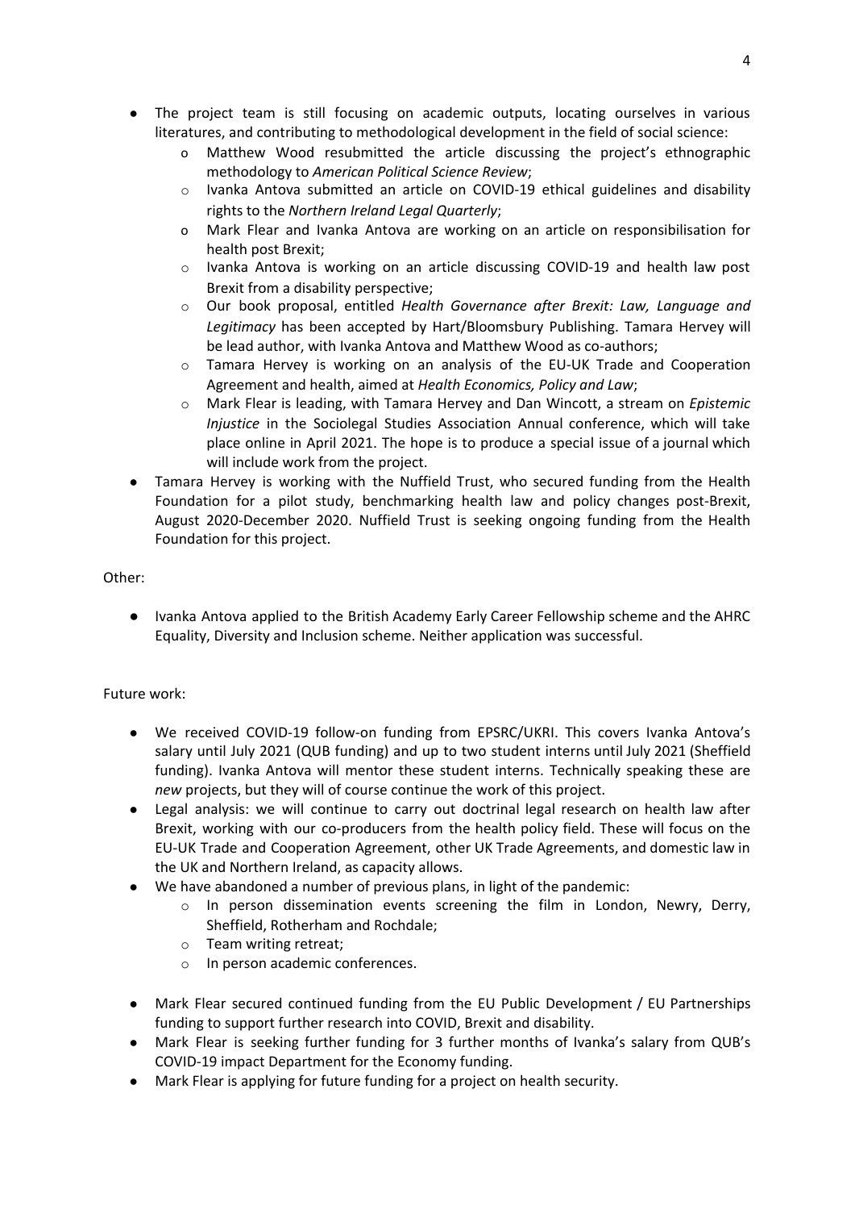- The project team is still focusing on academic outputs, locating ourselves in various literatures, and contributing to methodological development in the field of social science:
  - Matthew Wood resubmitted the article discussing the project's ethnographic methodology to *American Political Science Review*;
  - Ivanka Antova submitted an article on COVID-19 ethical guidelines and disability rights to the *Northern Ireland Legal Quarterly*;
  - Mark Flear and Ivanka Antova are working on an article on responsibilisation for health post Brexit;
  - Ivanka Antova is working on an article discussing COVID-19 and health law post Brexit from a disability perspective;
  - Our book proposal, entitled *Health Governance after Brexit: Law, Language and Legitimacy* has been accepted by Hart/Bloomsbury Publishing. Tamara Hervey will be lead author, with Ivanka Antova and Matthew Wood as co-authors;
  - Tamara Hervey is working on an analysis of the EU-UK Trade and Cooperation Agreement and health, aimed at *Health Economics, Policy and Law*;
  - Mark Flear is leading, with Tamara Hervey and Dan Wincott, a stream on *Epistemic Injustice* in the Sociolegal Studies Association Annual conference, which will take place online in April 2021. The hope is to produce a special issue of a journal which will include work from the project.
- Tamara Hervey is working with the Nuffield Trust, who secured funding from the Health Foundation for a pilot study, benchmarking health law and policy changes post-Brexit, August 2020-December 2020. Nuffield Trust is seeking ongoing funding from the Health Foundation for this project.

Other:

- Ivanka Antova applied to the British Academy Early Career Fellowship scheme and the AHRC Equality, Diversity and Inclusion scheme. Neither application was successful.

Future work:

- We received COVID-19 follow-on funding from EPSRC/UKRI. This covers Ivanka Antova's salary until July 2021 (QUB funding) and up to two student interns until July 2021 (Sheffield funding). Ivanka Antova will mentor these student interns. Technically speaking these are *new* projects, but they will of course continue the work of this project.
- Legal analysis: we will continue to carry out doctrinal legal research on health law after Brexit, working with our co-producers from the health policy field. These will focus on the EU-UK Trade and Cooperation Agreement, other UK Trade Agreements, and domestic law in the UK and Northern Ireland, as capacity allows.
- We have abandoned a number of previous plans, in light of the pandemic:
  - In person dissemination events screening the film in London, Newry, Derry, Sheffield, Rotherham and Rochdale;
  - Team writing retreat;
  - In person academic conferences.
- Mark Flear secured continued funding from the EU Public Development / EU Partnerships funding to support further research into COVID, Brexit and disability.
- Mark Flear is seeking further funding for 3 further months of Ivanka's salary from QUB's COVID-19 impact Department for the Economy funding.
- Mark Flear is applying for future funding for a project on health security.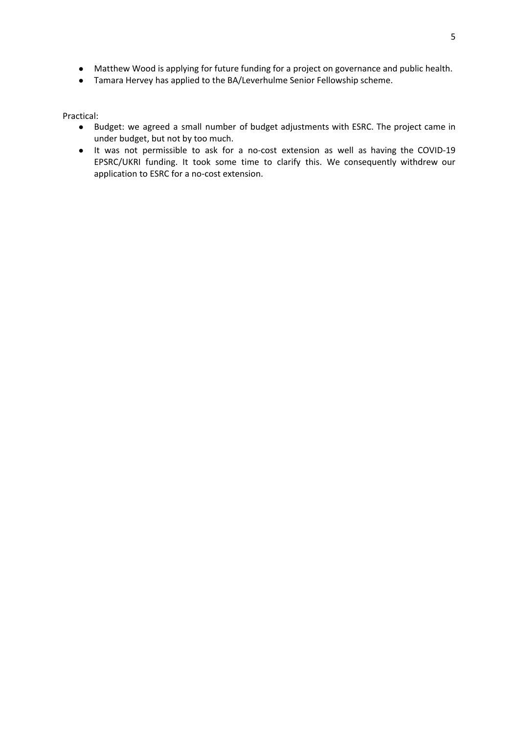- Matthew Wood is applying for future funding for a project on governance and public health.
- Tamara Hervey has applied to the BA/Leverhulme Senior Fellowship scheme.

Practical:

- Budget: we agreed a small number of budget adjustments with ESRC. The project came in under budget, but not by too much.
- It was not permissible to ask for a no-cost extension as well as having the COVID-19 EPSRC/UKRI funding. It took some time to clarify this. We consequently withdrew our application to ESRC for a no-cost extension.